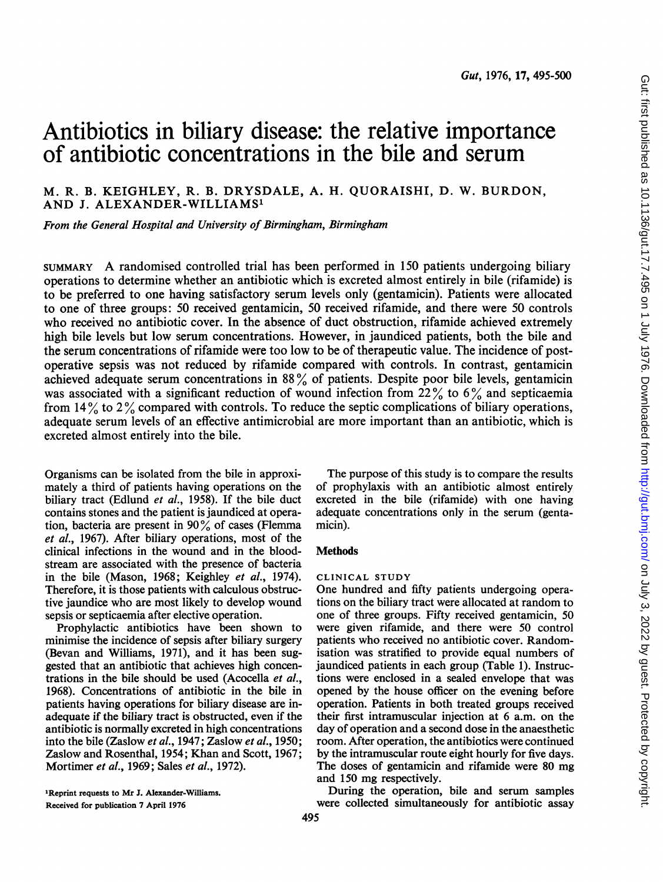// Antibiotics in biliary disease: the relative importance of antibiotic concentrations in the bile and serum

M. R. B. KEIGHLEY, R. B. DRYSDALE, A. H. QUORAISHI, D. W. BURDON, AND J. ALEXANDER-WILLIAMS[1]

*From the General Hospital and University of Birmingham, Birmingham*

SUMMARY A randomised controlled trial has been performed in 150 patients undergoing biliary operations to determine whether an antibiotic which is excreted almost entirely in bile (rifamide) is to be preferred to one having satisfactory serum levels only (gentamicin). Patients were allocated to one of three groups: 50 received gentamicin, 50 received rifamide, and there were 50 controls who received no antibiotic cover. In the absence of duct obstruction, rifamide achieved extremely high bile levels but low serum concentrations. However, in jaundiced patients, both the bile and the serum concentrations of rifamide were too low to be of therapeutic value. The incidence of postoperative sepsis was not reduced by rifamide compared with controls. In contrast, gentamicin achieved adequate serum concentrations in 88% of patients. Despite poor bile levels, gentamicin was associated with a significant reduction of wound infection from 22% to 6% and septicaemia from 14% to 2% compared with controls. To reduce the septic complications of biliary operations, adequate serum levels of an effective antimicrobial are more important than an antibiotic, which is excreted almost entirely into the bile.

Organisms can be isolated from the bile in approximately a third of patients having operations on the biliary tract (Edlund *et al.*, 1958). If the bile duct contains stones and the patient is jaundiced at operation, bacteria are present in 90% of cases (Flemma *et al.*, 1967). After biliary operations, most of the clinical infections in the wound and in the bloodstream are associated with the presence of bacteria in the bile (Mason, 1968; Keighley *et al.*, 1974). Therefore, it is those patients with calculous obstructive jaundice who are most likely to develop wound sepsis or septicaemia after elective operation.

Prophylactic antibiotics have been shown to minimise the incidence of sepsis after biliary surgery (Bevan and Williams, 1971), and it has been suggested that an antibiotic that achieves high concentrations in the bile should be used (Acocella *et al.*, 1968). Concentrations of antibiotic in the bile in patients having operations for biliary disease are inadequate if the biliary tract is obstructed, even if the antibiotic is normally excreted in high concentrations into the bile (Zaslow *et al.*, 1947; Zaslow *et al.*, 1950; Zaslow and Rosenthal, 1954; Khan and Scott, 1967; Mortimer *et al.*, 1969; Sales *et al.*, 1972).

[1]Reprint requests to Mr J. Alexander-Williams.
Received for publication 7 April 1976

The purpose of this study is to compare the results of prophylaxis with an antibiotic almost entirely excreted in the bile (rifamide) with one having adequate concentrations only in the serum (gentamicin).

## Methods

### CLINICAL STUDY

One hundred and fifty patients undergoing operations on the biliary tract were allocated at random to one of three groups. Fifty received gentamicin, 50 were given rifamide, and there were 50 control patients who received no antibiotic cover. Randomisation was stratified to provide equal numbers of jaundiced patients in each group (Table 1). Instructions were enclosed in a sealed envelope that was opened by the house officer on the evening before operation. Patients in both treated groups received their first intramuscular injection at 6 a.m. on the day of operation and a second dose in the anaesthetic room. After operation, the antibiotics were continued by the intramuscular route eight hourly for five days. The doses of gentamicin and rifamide were 80 mg and 150 mg respectively.

During the operation, bile and serum samples were collected simultaneously for antibiotic assay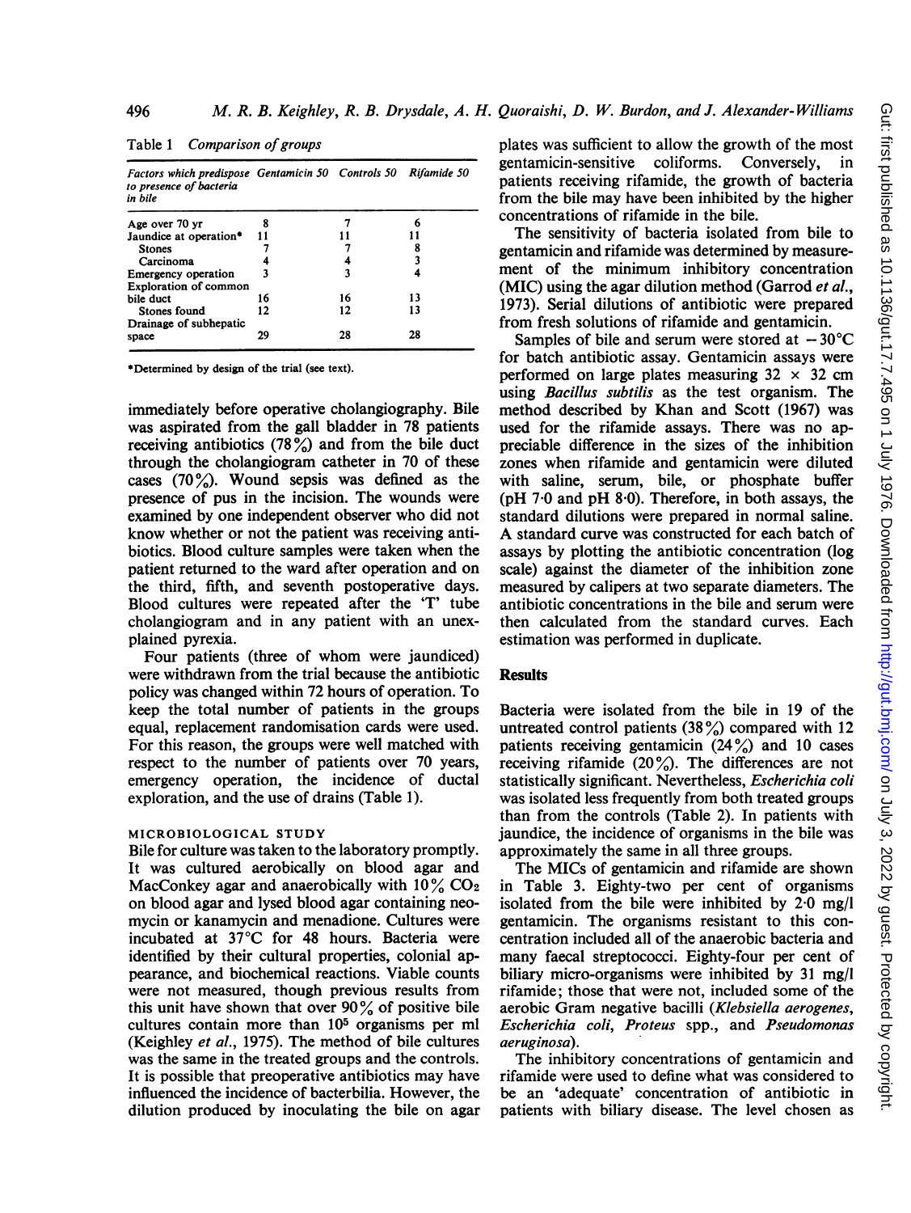Table 1 *Comparison of groups*

| Factors which predispose to presence of bacteria in bile | Gentamicin 50 | Controls 50 | Rifamide 50 |
|---|---|---|---|
| Age over 70 yr | 8 | 7 | 6 |
| Jaundice at operation* | 11 | 11 | 11 |
| Stones | 7 | 7 | 8 |
| Carcinoma | 4 | 4 | 3 |
| Emergency operation | 3 | 3 | 4 |
| Exploration of common bile duct | 16 | 16 | 13 |
| Stones found | 12 | 12 | 13 |
| Drainage of subhepatic space | 29 | 28 | 28 |

*Determined by design of the trial (see text).

immediately before operative cholangiography. Bile was aspirated from the gall bladder in 78 patients receiving antibiotics (78%) and from the bile duct through the cholangiogram catheter in 70 of these cases (70%). Wound sepsis was defined as the presence of pus in the incision. The wounds were examined by one independent observer who did not know whether or not the patient was receiving antibiotics. Blood culture samples were taken when the patient returned to the ward after operation and on the third, fifth, and seventh postoperative days. Blood cultures were repeated after the 'T' tube cholangiogram and in any patient with an unexplained pyrexia.

Four patients (three of whom were jaundiced) were withdrawn from the trial because the antibiotic policy was changed within 72 hours of operation. To keep the total number of patients in the groups equal, replacement randomisation cards were used. For this reason, the groups were well matched with respect to the number of patients over 70 years, emergency operation, the incidence of ductal exploration, and the use of drains (Table 1).

### MICROBIOLOGICAL STUDY

Bile for culture was taken to the laboratory promptly. It was cultured aerobically on blood agar and MacConkey agar and anaerobically with 10% $CO_2$ on blood agar and lysed blood agar containing neomycin or kanamycin and menadione. Cultures were incubated at 37°C for 48 hours. Bacteria were identified by their cultural properties, colonial appearance, and biochemical reactions. Viable counts were not measured, though previous results from this unit have shown that over 90% of positive bile cultures contain more than $10^5$ organisms per ml (Keighley *et al.*, 1975). The method of bile cultures was the same in the treated groups and the controls. It is possible that preoperative antibiotics may have influenced the incidence of bacterbilia. However, the dilution produced by inoculating the bile on agar plates was sufficient to allow the growth of the most gentamicin-sensitive coliforms. Conversely, in patients receiving rifamide, the growth of bacteria from the bile may have been inhibited by the higher concentrations of rifamide in the bile.

The sensitivity of bacteria isolated from bile to gentamicin and rifamide was determined by measurement of the minimum inhibitory concentration (MIC) using the agar dilution method (Garrod *et al.*, 1973). Serial dilutions of antibiotic were prepared from fresh solutions of rifamide and gentamicin.

Samples of bile and serum were stored at −30°C for batch antibiotic assay. Gentamicin assays were performed on large plates measuring 32 × 32 cm using *Bacillus subtilis* as the test organism. The method described by Khan and Scott (1967) was used for the rifamide assays. There was no appreciable difference in the sizes of the inhibition zones when rifamide and gentamicin were diluted with saline, serum, bile, or phosphate buffer (pH 7·0 and pH 8·0). Therefore, in both assays, the standard dilutions were prepared in normal saline. A standard curve was constructed for each batch of assays by plotting the antibiotic concentration (log scale) against the diameter of the inhibition zone measured by calipers at two separate diameters. The antibiotic concentrations in the bile and serum were then calculated from the standard curves. Each estimation was performed in duplicate.

## Results

Bacteria were isolated from the bile in 19 of the untreated control patients (38%) compared with 12 patients receiving gentamicin (24%) and 10 cases receiving rifamide (20%). The differences are not statistically significant. Nevertheless, *Escherichia coli* was isolated less frequently from both treated groups than from the controls (Table 2). In patients with jaundice, the incidence of organisms in the bile was approximately the same in all three groups.

The MICs of gentamicin and rifamide are shown in Table 3. Eighty-two per cent of organisms isolated from the bile were inhibited by 2·0 mg/l gentamicin. The organisms resistant to this concentration included all of the anaerobic bacteria and many faecal streptococci. Eighty-four per cent of biliary micro-organisms were inhibited by 31 mg/l rifamide; those that were not, included some of the aerobic Gram negative bacilli (*Klebsiella aerogenes*, *Escherichia coli*, *Proteus* spp., and *Pseudomonas aeruginosa*).

The inhibitory concentrations of gentamicin and rifamide were used to define what was considered to be an 'adequate' concentration of antibiotic in patients with biliary disease. The level chosen as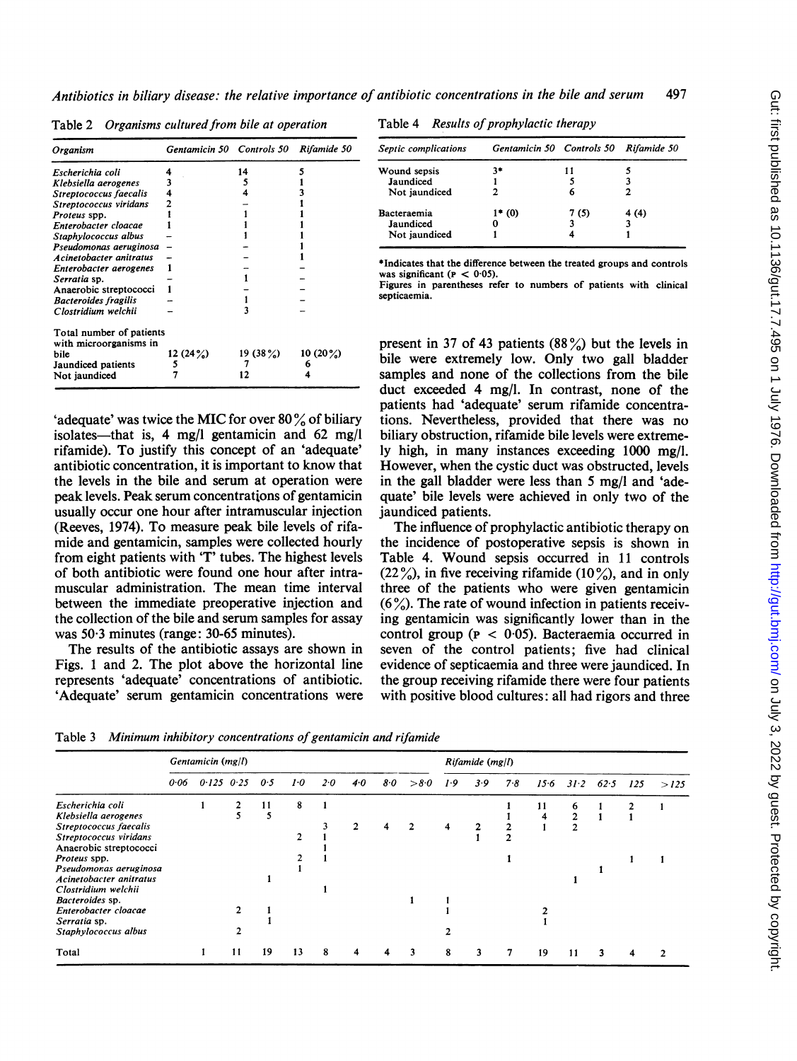Table 2 *Organisms cultured from bile at operation*

| *Organism* | Gentamicin 50 | Controls 50 | Rifamide 50 |
|---|---|---|---|
| *Escherichia coli* | 4 | 14 | 5 |
| *Klebsiella aerogenes* | 3 | 5 | 1 |
| *Streptococcus faecalis* | 4 | 4 | 3 |
| *Streptococcus viridans* | 2 | – | 1 |
| *Proteus* spp. | 1 | 1 | 1 |
| *Enterobacter cloacae* | 1 | 1 | 1 |
| *Staphylococcus albus* | – | 1 | 1 |
| *Pseudomonas aeruginosa* | – | – | 1 |
| *Acinetobacter anitratus* | – | – | 1 |
| *Enterobacter aerogenes* | 1 | – | – |
| *Serratia* sp. | – | 1 | – |
| Anaerobic streptococci | 1 | – | – |
| *Bacteroides fragilis* | – | 1 | – |
| *Clostridium welchii* | – | 3 | – |
| Total number of patients with microorganisms in bile | 12 (24%) | 19 (38%) | 10 (20%) |
| Jaundiced patients | 5 | 7 | 6 |
| Not jaundiced | 7 | 12 | 4 |

'adequate' was twice the MIC for over 80% of biliary isolates—that is, 4 mg/l gentamicin and 62 mg/l rifamide). To justify this concept of an 'adequate' antibiotic concentration, it is important to know that the levels in the bile and serum at operation were peak levels. Peak serum concentrations of gentamicin usually occur one hour after intramuscular injection (Reeves, 1974). To measure peak bile levels of rifamide and gentamicin, samples were collected hourly from eight patients with 'T' tubes. The highest levels of both antibiotic were found one hour after intramuscular administration. The mean time interval between the immediate preoperative injection and the collection of the bile and serum samples for assay was 50·3 minutes (range: 30-65 minutes).

The results of the antibiotic assays are shown in Figs. 1 and 2. The plot above the horizontal line represents 'adequate' concentrations of antibiotic. 'Adequate' serum gentamicin concentrations were present in 37 of 43 patients (88%) but the levels in bile were extremely low. Only two gall bladder samples and none of the collections from the bile duct exceeded 4 mg/l. In contrast, none of the patients had 'adequate' serum rifamide concentrations. Nevertheless, provided that there was no biliary obstruction, rifamide bile levels were extremely high, in many instances exceeding 1000 mg/l. However, when the cystic duct was obstructed, levels in the gall bladder were less than 5 mg/l and 'adequate' bile levels were achieved in only two of the jaundiced patients.

The influence of prophylactic antibiotic therapy on the incidence of postoperative sepsis is shown in Table 4. Wound sepsis occurred in 11 controls (22%), in five receiving rifamide (10%), and in only three of the patients who were given gentamicin (6%). The rate of wound infection in patients receiving gentamicin was significantly lower than in the control group ($P < 0.05$). Bacteraemia occurred in seven of the control patients; five had clinical evidence of septicaemia and three were jaundiced. In the group receiving rifamide there were four patients with positive blood cultures: all had rigors and three

Table 4 *Results of prophylactic therapy*

| *Septic complications* | Gentamicin 50 | Controls 50 | Rifamide 50 |
|---|---|---|---|
| Wound sepsis | 3* | 11 | 5 |
| Jaundiced | 1 | 5 | 3 |
| Not jaundiced | 2 | 6 | 2 |
| Bacteraemia | 1* (0) | 7 (5) | 4 (4) |
| Jaundiced | 0 | 3 | 3 |
| Not jaundiced | 1 | 4 | 1 |

*Indicates that the difference between the treated groups and controls was significant ($P < 0.05$).
Figures in parentheses refer to numbers of patients with clinical septicaemia.

Table 3 *Minimum inhibitory concentrations of gentamicin and rifamide*

| | Gentamicin (mg/l) | | | | | | | | | Rifamide (mg/l) | | | | | | | |
|---|---|---|---|---|---|---|---|---|---|---|---|---|---|---|---|---|---|
| | 0·06 | 0·125 | 0·25 | 0·5 | 1·0 | 2·0 | 4·0 | 8·0 | >8·0 | 1·9 | 3·9 | 7·8 | 15·6 | 31·2 | 62·5 | 125 | >125 |
| *Escherichia coli* | | 1 | 2 | 11 | 8 | 1 | | | | | | 1 | 11 | 6 | 1 | 2 | 1 |
| *Klebsiella aerogenes* | | | 5 | 5 | | | | | | | | 1 | 4 | 2 | 1 | 1 | |
| *Streptococcus faecalis* | | | | | | 3 | 2 | 4 | 2 | 4 | 2 | 2 | 1 | 2 | | | |
| *Streptococcus viridans* | | | | | 2 | 1 | | | | | 1 | 2 | | | | | |
| Anaerobic streptococci | | | | | | 1 | | | | | | | | | | | |
| *Proteus* spp. | | | | | 2 | 1 | | | | | | 1 | | | | 1 | 1 |
| *Pseudomonas aeruginosa* | | | | | 1 | | | | | | | | | | 1 | | |
| *Acinetobacter anitratus* | | | | 1 | | | | | | | | | | 1 | | | |
| *Clostridium welchii* | | | | | | 1 | | | | | | | | | | | |
| *Bacteroides* sp. | | | | | | | | | 1 | 1 | | | | | | | |
| *Enterobacter cloacae* | | | 2 | 1 | | | | | | 1 | | | 2 | | | | |
| *Serratia* sp. | | | | 1 | | | | | | | | | 1 | | | | |
| *Staphylococcus albus* | | | 2 | | | | | | | 2 | | | | | | | |
| Total | | 1 | 11 | 19 | 13 | 8 | 4 | 4 | 3 | 8 | 3 | 7 | 19 | 11 | 3 | 4 | 2 |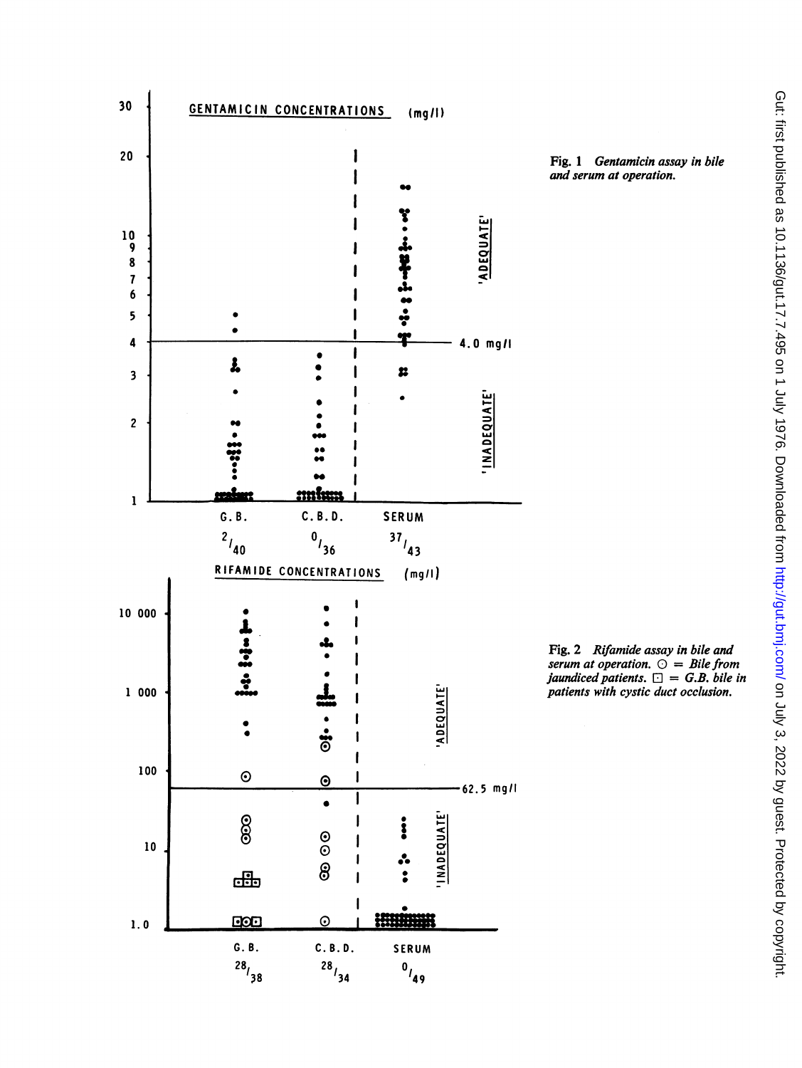**Fig. 1** *Gentamicin assay in bile and serum at operation.*

**Fig. 2** *Rifamide assay in bile and serum at operation.* ⊙ *= Bile from jaundiced patients.* ⊡ *= G.B. bile in patients with cystic duct occlusion.*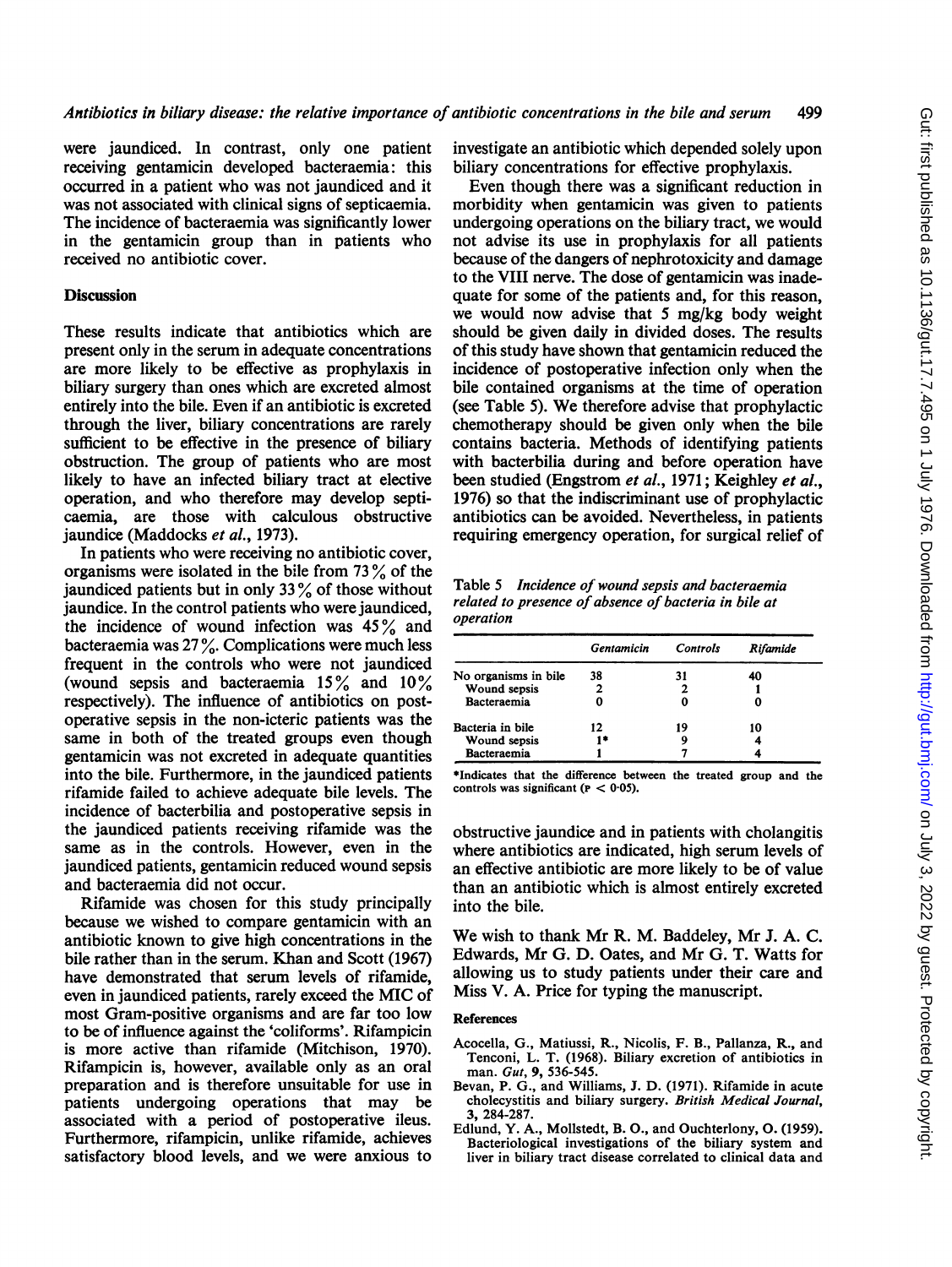were jaundiced. In contrast, only one patient receiving gentamicin developed bacteraemia: this occurred in a patient who was not jaundiced and it was not associated with clinical signs of septicaemia. The incidence of bacteraemia was significantly lower in the gentamicin group than in patients who received no antibiotic cover.

## Discussion

These results indicate that antibiotics which are present only in the serum in adequate concentrations are more likely to be effective as prophylaxis in biliary surgery than ones which are excreted almost entirely into the bile. Even if an antibiotic is excreted through the liver, biliary concentrations are rarely sufficient to be effective in the presence of biliary obstruction. The group of patients who are most likely to have an infected biliary tract at elective operation, and who therefore may develop septicaemia, are those with calculous obstructive jaundice (Maddocks *et al.*, 1973).

In patients who were receiving no antibiotic cover, organisms were isolated in the bile from 73% of the jaundiced patients but in only 33% of those without jaundice. In the control patients who were jaundiced, the incidence of wound infection was 45% and bacteraemia was 27%. Complications were much less frequent in the controls who were not jaundiced (wound sepsis and bacteraemia 15% and 10% respectively). The influence of antibiotics on postoperative sepsis in the non-icteric patients was the same in both of the treated groups even though gentamicin was not excreted in adequate quantities into the bile. Furthermore, in the jaundiced patients rifamide failed to achieve adequate bile levels. The incidence of bacterbilia and postoperative sepsis in the jaundiced patients receiving rifamide was the same as in the controls. However, even in the jaundiced patients, gentamicin reduced wound sepsis and bacteraemia did not occur.

Rifamide was chosen for this study principally because we wished to compare gentamicin with an antibiotic known to give high concentrations in the bile rather than in the serum. Khan and Scott (1967) have demonstrated that serum levels of rifamide, even in jaundiced patients, rarely exceed the MIC of most Gram-positive organisms and are far too low to be of influence against the 'coliforms'. Rifampicin is more active than rifamide (Mitchison, 1970). Rifampicin is, however, available only as an oral preparation and is therefore unsuitable for use in patients undergoing operations that may be associated with a period of postoperative ileus. Furthermore, rifampicin, unlike rifamide, achieves satisfactory blood levels, and we were anxious to investigate an antibiotic which depended solely upon biliary concentrations for effective prophylaxis.

Even though there was a significant reduction in morbidity when gentamicin was given to patients undergoing operations on the biliary tract, we would not advise its use in prophylaxis for all patients because of the dangers of nephrotoxicity and damage to the VIII nerve. The dose of gentamicin was inadequate for some of the patients and, for this reason, we would now advise that 5 mg/kg body weight should be given daily in divided doses. The results of this study have shown that gentamicin reduced the incidence of postoperative infection only when the bile contained organisms at the time of operation (see Table 5). We therefore advise that prophylactic chemotherapy should be given only when the bile contains bacteria. Methods of identifying patients with bacterbilia during and before operation have been studied (Engstrom *et al.*, 1971; Keighley *et al.*, 1976) so that the indiscriminant use of prophylactic antibiotics can be avoided. Nevertheless, in patients requiring emergency operation, for surgical relief of obstructive jaundice and in patients with cholangitis where antibiotics are indicated, high serum levels of an effective antibiotic are more likely to be of value than an antibiotic which is almost entirely excreted into the bile.

Table 5 *Incidence of wound sepsis and bacteraemia related to presence of absence of bacteria in bile at operation*

| | *Gentamicin* | *Controls* | *Rifamide* |
|---|---|---|---|
| No organisms in bile | 38 | 31 | 40 |
| Wound sepsis | 2 | 2 | 1 |
| Bacteraemia | 0 | 0 | 0 |
| Bacteria in bile | 12 | 19 | 10 |
| Wound sepsis | 1* | 9 | 4 |
| Bacteraemia | 1 | 7 | 4 |

*Indicates that the difference between the treated group and the controls was significant ($P < 0.05$).

We wish to thank Mr R. M. Baddeley, Mr J. A. C. Edwards, Mr G. D. Oates, and Mr G. T. Watts for allowing us to study patients under their care and Miss V. A. Price for typing the manuscript.

### References

Acocella, G., Matiussi, R., Nicolis, F. B., Pallanza, R., and Tenconi, L. T. (1968). Biliary excretion of antibiotics in man. *Gut*, **9**, 536-545.

Bevan, P. G., and Williams, J. D. (1971). Rifamide in acute cholecystitis and biliary surgery. *British Medical Journal*, **3**, 284-287.

Edlund, Y. A., Mollstedt, B. O., and Ouchterlony, O. (1959). Bacteriological investigations of the biliary system and liver in biliary tract disease correlated to clinical data and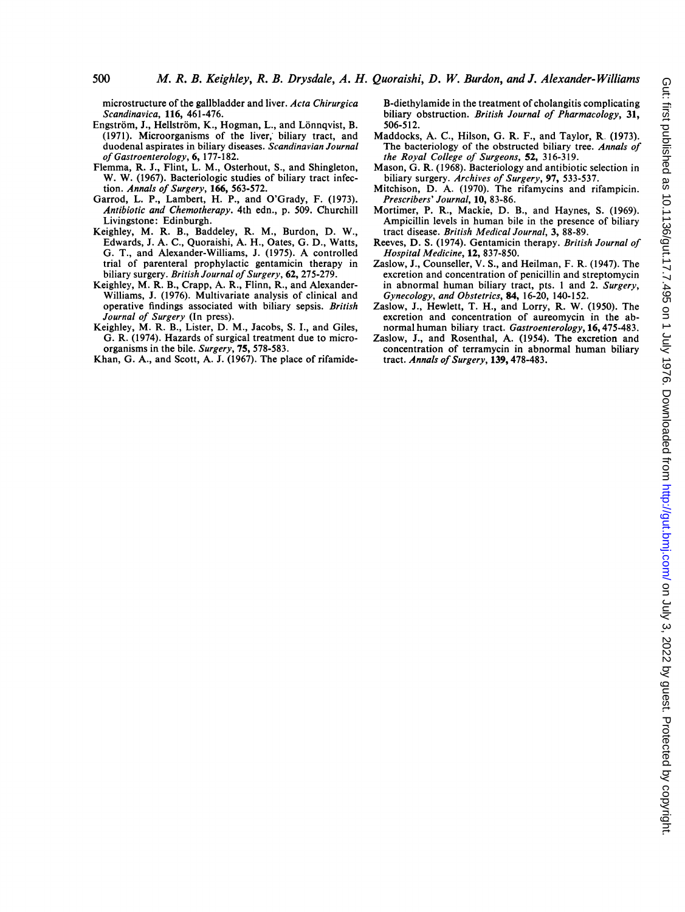microstructure of the gallbladder and liver. *Acta Chirurgica Scandinavica*, **116**, 461-476.

Engström, J., Hellström, K., Hogman, L., and Lönnqvist, B. (1971). Microorganisms of the liver, biliary tract, and duodenal aspirates in biliary diseases. *Scandinavian Journal of Gastroenterology*, **6**, 177-182.

Flemma, R. J., Flint, L. M., Osterhout, S., and Shingleton, W. W. (1967). Bacteriologic studies of biliary tract infection. *Annals of Surgery*, **166**, 563-572.

Garrod, L. P., Lambert, H. P., and O'Grady, F. (1973). *Antibiotic and Chemotherapy*. 4th edn., p. 509. Churchill Livingstone: Edinburgh.

Keighley, M. R. B., Baddeley, R. M., Burdon, D. W., Edwards, J. A. C., Quoraishi, A. H., Oates, G. D., Watts, G. T., and Alexander-Williams, J. (1975). A controlled trial of parenteral prophylactic gentamicin therapy in biliary surgery. *British Journal of Surgery*, **62**, 275-279.

Keighley, M. R. B., Crapp, A. R., Flinn, R., and Alexander-Williams, J. (1976). Multivariate analysis of clinical and operative findings associated with biliary sepsis. *British Journal of Surgery* (In press).

Keighley, M. R. B., Lister, D. M., Jacobs, S. I., and Giles, G. R. (1974). Hazards of surgical treatment due to microorganisms in the bile. *Surgery*, **75**, 578-583.

Khan, G. A., and Scott, A. J. (1967). The place of rifamide-B-diethylamide in the treatment of cholangitis complicating biliary obstruction. *British Journal of Pharmacology*, **31**, 506-512.

Maddocks, A. C., Hilson, G. R. F., and Taylor, R. (1973). The bacteriology of the obstructed biliary tree. *Annals of the Royal College of Surgeons*, **52**, 316-319.

Mason, G. R. (1968). Bacteriology and antibiotic selection in biliary surgery. *Archives of Surgery*, **97**, 533-537.

Mitchison, D. A. (1970). The rifamycins and rifampicin. *Prescribers' Journal*, **10**, 83-86.

Mortimer, P. R., Mackie, D. B., and Haynes, S. (1969). Ampicillin levels in human bile in the presence of biliary tract disease. *British Medical Journal*, **3**, 88-89.

Reeves, D. S. (1974). Gentamicin therapy. *British Journal of Hospital Medicine*, **12**, 837-850.

Zaslow, J., Counseller, V. S., and Heilman, F. R. (1947). The excretion and concentration of penicillin and streptomycin in abnormal human biliary tract, pts. 1 and 2. *Surgery, Gynecology, and Obstetrics*, **84**, 16-20, 140-152.

Zaslow, J., Hewlett, T. H., and Lorry, R. W. (1950). The excretion and concentration of aureomycin in the abnormal human biliary tract. *Gastroenterology*, **16**, 475-483.

Zaslow, J., and Rosenthal, A. (1954). The excretion and concentration of terramycin in abnormal human biliary tract. *Annals of Surgery*, **139**, 478-483.